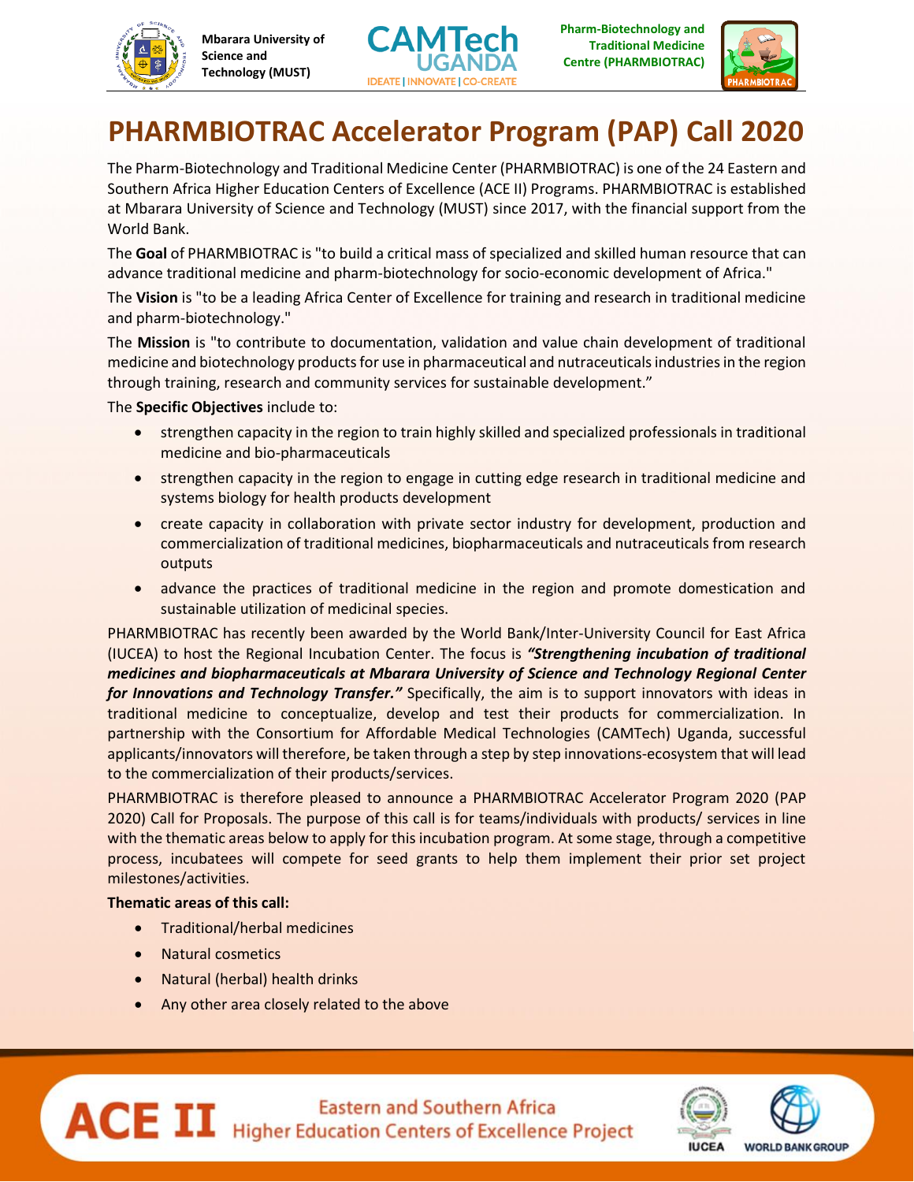# PHARMBIOTRAC Accelerator Program (PAP) Call 2020

The Pharm-Biotechnology and Traditional Medicine Center (PHARMBIOTRAC) is one of the 24 Eastern and Southern Africa Higher Education Centers of Excellence (ACE II) Programs. PHARMBIOTRAC is established at Mbarara University of Science and Technology (MUST) since 2017, with the financial support from the World Bank.

The **Goal** of PHARMBIOTRAC is "to build a critical mass of specialized and skilled human resource that can advance traditional medicine and pharm-biotechnology for socio-economic development of Africa."

The **Vision** is "to be a leading Africa Center of Excellence for training and research in traditional medicine and pharm-biotechnology."

The **Mission** is "to contribute to documentation, validation and value chain development of traditional medicine and biotechnology products for use in pharmaceutical and nutraceuticals industries in the region through training, research and community services for sustainable development."

The **Specific Objectives** include to:

- strengthen capacity in the region to train highly skilled and specialized professionals in traditional medicine and bio-pharmaceuticals
- strengthen capacity in the region to engage in cutting edge research in traditional medicine and systems biology for health products development
- create capacity in collaboration with private sector industry for development, production and commercialization of traditional medicines, biopharmaceuticals and nutraceuticals from research outputs
- advance the practices of traditional medicine in the region and promote domestication and sustainable utilization of medicinal species.

PHARMBIOTRAC has recently been awarded by the World Bank/Inter-University Council for East Africa (IUCEA) to host the Regional Incubation Center. The focus is ***"Strengthening incubation of traditional medicines and biopharmaceuticals at Mbarara University of Science and Technology Regional Center for Innovations and Technology Transfer."*** Specifically, the aim is to support innovators with ideas in traditional medicine to conceptualize, develop and test their products for commercialization. In partnership with the Consortium for Affordable Medical Technologies (CAMTech) Uganda, successful applicants/innovators will therefore, be taken through a step by step innovations-ecosystem that will lead to the commercialization of their products/services.

PHARMBIOTRAC is therefore pleased to announce a PHARMBIOTRAC Accelerator Program 2020 (PAP 2020) Call for Proposals. The purpose of this call is for teams/individuals with products/ services in line with the thematic areas below to apply for this incubation program. At some stage, through a competitive process, incubatees will compete for seed grants to help them implement their prior set project milestones/activities.

**Thematic areas of this call:**

- Traditional/herbal medicines
- Natural cosmetics
- Natural (herbal) health drinks
- Any other area closely related to the above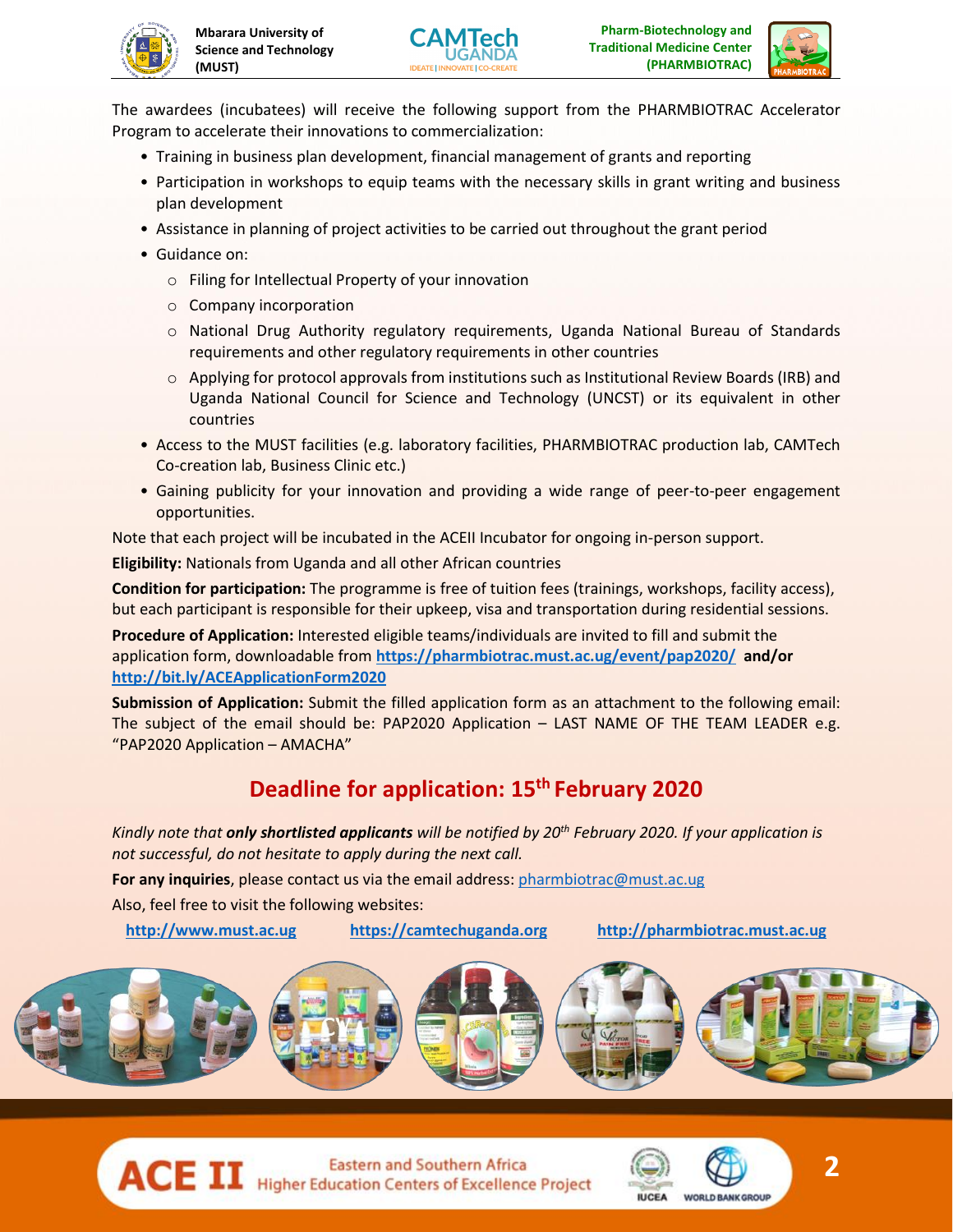The awardees (incubatees) will receive the following support from the PHARMBIOTRAC Accelerator Program to accelerate their innovations to commercialization:

- Training in business plan development, financial management of grants and reporting
- Participation in workshops to equip teams with the necessary skills in grant writing and business plan development
- Assistance in planning of project activities to be carried out throughout the grant period
- Guidance on:
  - Filing for Intellectual Property of your innovation
  - Company incorporation
  - National Drug Authority regulatory requirements, Uganda National Bureau of Standards requirements and other regulatory requirements in other countries
  - Applying for protocol approvals from institutions such as Institutional Review Boards (IRB) and Uganda National Council for Science and Technology (UNCST) or its equivalent in other countries
- Access to the MUST facilities (e.g. laboratory facilities, PHARMBIOTRAC production lab, CAMTech Co-creation lab, Business Clinic etc.)
- Gaining publicity for your innovation and providing a wide range of peer-to-peer engagement opportunities.

Note that each project will be incubated in the ACEII Incubator for ongoing in-person support.

**Eligibility:** Nationals from Uganda and all other African countries

**Condition for participation:** The programme is free of tuition fees (trainings, workshops, facility access), but each participant is responsible for their upkeep, visa and transportation during residential sessions.

**Procedure of Application:** Interested eligible teams/individuals are invited to fill and submit the application form, downloadable from **https://pharmbiotrac.must.ac.ug/event/pap2020/** **and/or** **http://bit.ly/ACEApplicationForm2020**

**Submission of Application:** Submit the filled application form as an attachment to the following email: The subject of the email should be: PAP2020 Application – LAST NAME OF THE TEAM LEADER e.g. "PAP2020 Application – AMACHA"

## Deadline for application: 15th February 2020

*Kindly note that* ***only shortlisted applicants*** *will be notified by 20th February 2020. If your application is not successful, do not hesitate to apply during the next call.*

**For any inquiries**, please contact us via the email address: pharmbiotrac@must.ac.ug

Also, feel free to visit the following websites:

**http://www.must.ac.ug** **https://camtechuganda.org** **http://pharmbiotrac.must.ac.ug**